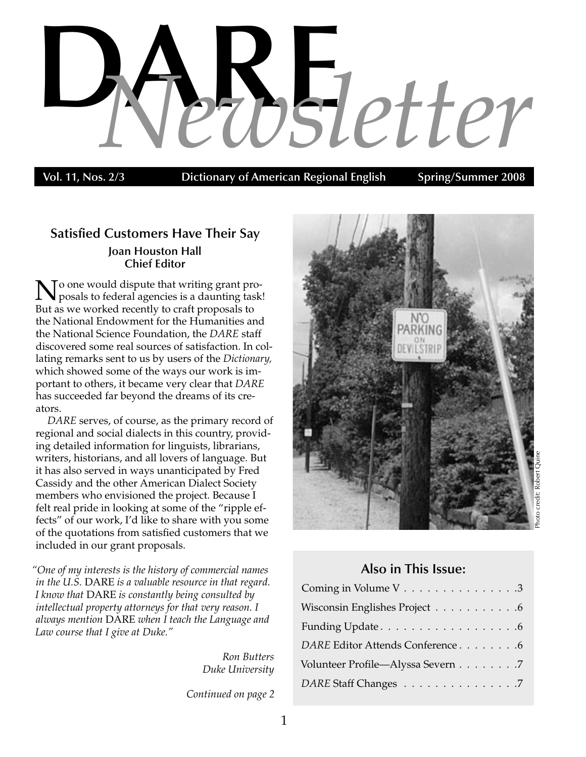# DARE *Newsletter*

**Vol. 11, Nos. 2/3 — Dictionary of American Regional English — Spring/Summer 2008**

## Satisfied Customers Have Their Say

**Joan Houston Hall**
**Chief Editor**

No one would dispute that writing grant proposals to federal agencies is a daunting task! But as we worked recently to craft proposals to the National Endowment for the Humanities and the National Science Foundation, the *DARE* staff discovered some real sources of satisfaction. In collating remarks sent to us by users of the *Dictionary,* which showed some of the ways our work is important to others, it became very clear that *DARE* has succeeded far beyond the dreams of its creators.

*DARE* serves, of course, as the primary record of regional and social dialects in this country, providing detailed information for linguists, librarians, writers, historians, and all lovers of language. But it has also served in ways unanticipated by Fred Cassidy and the other American Dialect Society members who envisioned the project. Because I felt real pride in looking at some of the "ripple effects" of our work, I'd like to share with you some of the quotations from satisfied customers that we included in our grant proposals.

*"One of my interests is the history of commercial names in the U.S.* DARE *is a valuable resource in that regard. I know that* DARE *is constantly being consulted by intellectual property attorneys for that very reason. I always mention* DARE *when I teach the Language and Law course that I give at Duke."*

*Ron Butters*
*Duke University*

*Continued on page 2*

Photo credit: Robert Quine

### Also in This Issue:

- Coming in Volume V . . . . . . . . . . . . . . . 3
- Wisconsin Englishes Project . . . . . . . . . . . 6
- Funding Update . . . . . . . . . . . . . . . . . . 6
- *DARE* Editor Attends Conference . . . . . . . . 6
- Volunteer Profile—Alyssa Severn . . . . . . . . 7
- *DARE* Staff Changes . . . . . . . . . . . . . . . 7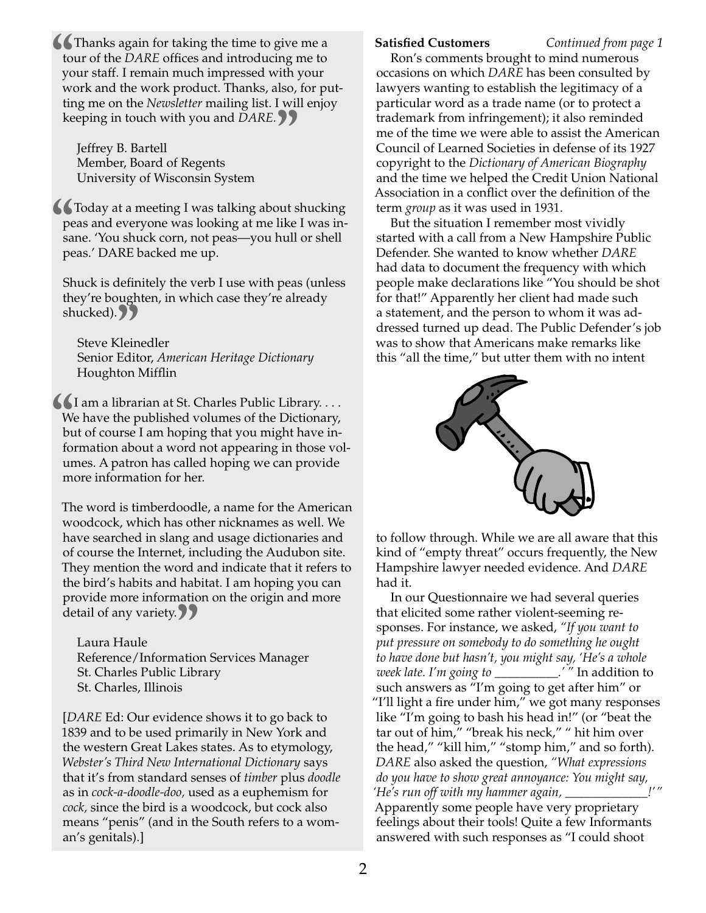"Thanks again for taking the time to give me a tour of the *DARE* offices and introducing me to your staff. I remain much impressed with your work and the work product. Thanks, also, for putting me on the *Newsletter* mailing list. I will enjoy keeping in touch with you and *DARE*."

Jeffrey B. Bartell
Member, Board of Regents
University of Wisconsin System

"Today at a meeting I was talking about shucking peas and everyone was looking at me like I was insane. 'You shuck corn, not peas—you hull or shell peas.' DARE backed me up.

Shuck is definitely the verb I use with peas (unless they're boughten, in which case they're already shucked)."

Steve Kleinedler
Senior Editor, *American Heritage Dictionary*
Houghton Mifflin

"I am a librarian at St. Charles Public Library. . . . We have the published volumes of the Dictionary, but of course I am hoping that you might have information about a word not appearing in those volumes. A patron has called hoping we can provide more information for her.

The word is timberdoodle, a name for the American woodcock, which has other nicknames as well. We have searched in slang and usage dictionaries and of course the Internet, including the Audubon site. They mention the word and indicate that it refers to the bird's habits and habitat. I am hoping you can provide more information on the origin and more detail of any variety."

Laura Haule
Reference/Information Services Manager
St. Charles Public Library
St. Charles, Illinois

[*DARE* Ed: Our evidence shows it to go back to 1839 and to be used primarily in New York and the western Great Lakes states. As to etymology, *Webster's Third New International Dictionary* says that it's from standard senses of *timber* plus *doodle* as in *cock-a-doodle-doo,* used as a euphemism for *cock,* since the bird is a woodcock, but cock also means "penis" (and in the South refers to a woman's genitals).]

**Satisfied Customers** *Continued from page 1*

Ron's comments brought to mind numerous occasions on which *DARE* has been consulted by lawyers wanting to establish the legitimacy of a particular word as a trade name (or to protect a trademark from infringement); it also reminded me of the time we were able to assist the American Council of Learned Societies in defense of its 1927 copyright to the *Dictionary of American Biography* and the time we helped the Credit Union National Association in a conflict over the definition of the term *group* as it was used in 1931.

But the situation I remember most vividly started with a call from a New Hampshire Public Defender. She wanted to know whether *DARE* had data to document the frequency with which people make declarations like "You should be shot for that!" Apparently her client had made such a statement, and the person to whom it was addressed turned up dead. The Public Defender's job was to show that Americans make remarks like this "all the time," but utter them with no intent to follow through. While we are all aware that this kind of "empty threat" occurs frequently, the New Hampshire lawyer needed evidence. And *DARE* had it.

In our Questionnaire we had several queries that elicited some rather violent-seeming responses. For instance, we asked, *"If you want to put pressure on somebody to do something he ought to have done but hasn't, you might say, 'He's a whole week late. I'm going to \_\_\_\_\_\_\_\_\_\_.' "* In addition to such answers as "I'm going to get after him" or "I'll light a fire under him," we got many responses like "I'm going to bash his head in!" (or "beat the tar out of him," "break his neck," " hit him over the head," "kill him," "stomp him," and so forth). *DARE* also asked the question, *"What expressions do you have to show great annoyance: You might say, 'He's run off with my hammer again, \_\_\_\_\_\_\_\_\_\_\_\_!' "* Apparently some people have very proprietary feelings about their tools! Quite a few Informants answered with such responses as "I could shoot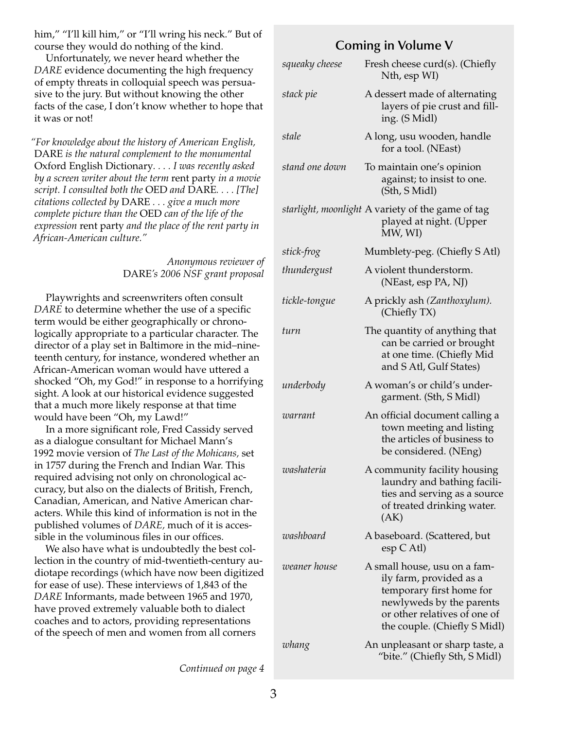him," "I'll kill him," or "I'll wring his neck." But of course they would do nothing of the kind.

Unfortunately, we never heard whether the *DARE* evidence documenting the high frequency of empty threats in colloquial speech was persuasive to the jury. But without knowing the other facts of the case, I don't know whether to hope that it was or not!

> *"For knowledge about the history of American English,* DARE *is the natural complement to the monumental* Oxford English Dictionary*. . . . I was recently asked by a screen writer about the term* rent party *in a movie script. I consulted both the* OED *and* DARE*. . . . [The] citations collected by* DARE *. . . give a much more complete picture than the* OED *can of the life of the expression* rent party *and the place of the rent party in African-American culture."*
>
> *Anonymous reviewer of* DARE*'s 2006 NSF grant proposal*

Playwrights and screenwriters often consult *DARE* to determine whether the use of a specific term would be either geographically or chronologically appropriate to a particular character. The director of a play set in Baltimore in the mid–nineteenth century, for instance, wondered whether an African-American woman would have uttered a shocked "Oh, my God!" in response to a horrifying sight. A look at our historical evidence suggested that a much more likely response at that time would have been "Oh, my Lawd!"

In a more significant role, Fred Cassidy served as a dialogue consultant for Michael Mann's 1992 movie version of *The Last of the Mohicans,* set in 1757 during the French and Indian War. This required advising not only on chronological accuracy, but also on the dialects of British, French, Canadian, American, and Native American characters. While this kind of information is not in the published volumes of *DARE,* much of it is accessible in the voluminous files in our offices.

We also have what is undoubtedly the best collection in the country of mid-twentieth-century audiotape recordings (which have now been digitized for ease of use). These interviews of 1,843 of the *DARE* Informants, made between 1965 and 1970, have proved extremely valuable both to dialect coaches and to actors, providing representations of the speech of men and women from all corners

*Continued on page 4*

## Coming in Volume V

| | |
|---|---|
| *squeaky cheese* | Fresh cheese curd(s). (Chiefly Nth, esp WI) |
| *stack pie* | A dessert made of alternating layers of pie crust and filling. (S Midl) |
| *stale* | A long, usu wooden, handle for a tool. (NEast) |
| *stand one down* | To maintain one's opinion against; to insist to one. (Sth, S Midl) |
| *starlight, moonlight* | A variety of the game of tag played at night. (Upper MW, WI) |
| *stick-frog* | Mumblety-peg. (Chiefly S Atl) |
| *thundergust* | A violent thunderstorm. (NEast, esp PA, NJ) |
| *tickle-tongue* | A prickly ash *(Zanthoxylum).* (Chiefly TX) |
| *turn* | The quantity of anything that can be carried or brought at one time. (Chiefly Mid and S Atl, Gulf States) |
| *underbody* | A woman's or child's undergarment. (Sth, S Midl) |
| *warrant* | An official document calling a town meeting and listing the articles of business to be considered. (NEng) |
| *washateria* | A community facility housing laundry and bathing facilities and serving as a source of treated drinking water. (AK) |
| *washboard* | A baseboard. (Scattered, but esp C Atl) |
| *weaner house* | A small house, usu on a family farm, provided as a temporary first home for newlyweds by the parents or other relatives of one of the couple. (Chiefly S Midl) |
| *whang* | An unpleasant or sharp taste, a "bite." (Chiefly Sth, S Midl) |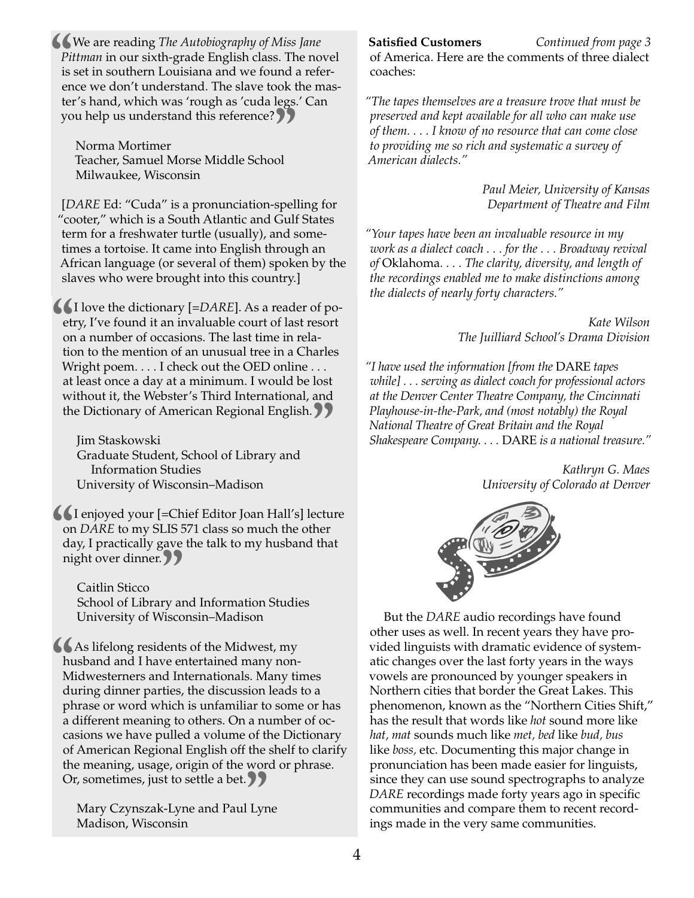"We are reading *The Autobiography of Miss Jane Pittman* in our sixth-grade English class. The novel is set in southern Louisiana and we found a reference we don't understand. The slave took the master's hand, which was 'rough as 'cuda legs.' Can you help us understand this reference?"

Norma Mortimer
Teacher, Samuel Morse Middle School
Milwaukee, Wisconsin

[*DARE* Ed: "Cuda" is a pronunciation-spelling for "cooter," which is a South Atlantic and Gulf States term for a freshwater turtle (usually), and sometimes a tortoise. It came into English through an African language (or several of them) spoken by the slaves who were brought into this country.]

"I love the dictionary [=*DARE*]. As a reader of poetry, I've found it an invaluable court of last resort on a number of occasions. The last time in relation to the mention of an unusual tree in a Charles Wright poem. . . . I check out the OED online . . . at least once a day at a minimum. I would be lost without it, the Webster's Third International, and the Dictionary of American Regional English."

Jim Staskowski
Graduate Student, School of Library and Information Studies
University of Wisconsin–Madison

"I enjoyed your [=Chief Editor Joan Hall's] lecture on *DARE* to my SLIS 571 class so much the other day, I practically gave the talk to my husband that night over dinner."

Caitlin Sticco
School of Library and Information Studies
University of Wisconsin–Madison

"As lifelong residents of the Midwest, my husband and I have entertained many non-Midwesterners and Internationals. Many times during dinner parties, the discussion leads to a phrase or word which is unfamiliar to some or has a different meaning to others. On a number of occasions we have pulled a volume of the Dictionary of American Regional English off the shelf to clarify the meaning, usage, origin of the word or phrase. Or, sometimes, just to settle a bet."

Mary Czynszak-Lyne and Paul Lyne
Madison, Wisconsin

**Satisfied Customers** *Continued from page 3*

of America. Here are the comments of three dialect coaches:

*"The tapes themselves are a treasure trove that must be preserved and kept available for all who can make use of them. . . . I know of no resource that can come close to providing me so rich and systematic a survey of American dialects."*

*Paul Meier, University of Kansas*
*Department of Theatre and Film*

*"Your tapes have been an invaluable resource in my work as a dialect coach . . . for the . . . Broadway revival of* Oklahoma*. . . . The clarity, diversity, and length of the recordings enabled me to make distinctions among the dialects of nearly forty characters."*

*Kate Wilson*
*The Juilliard School's Drama Division*

*"I have used the information [from the* DARE *tapes while] . . . serving as dialect coach for professional actors at the Denver Center Theatre Company, the Cincinnati Playhouse-in-the-Park, and (most notably) the Royal National Theatre of Great Britain and the Royal Shakespeare Company. . . .* DARE *is a national treasure."*

*Kathryn G. Maes*
*University of Colorado at Denver*

But the *DARE* audio recordings have found other uses as well. In recent years they have provided linguists with dramatic evidence of systematic changes over the last forty years in the ways vowels are pronounced by younger speakers in Northern cities that border the Great Lakes. This phenomenon, known as the "Northern Cities Shift," has the result that words like *hot* sound more like *hat, mat* sounds much like *met, bed* like *bud, bus* like *boss,* etc. Documenting this major change in pronunciation has been made easier for linguists, since they can use sound spectrographs to analyze *DARE* recordings made forty years ago in specific communities and compare them to recent recordings made in the very same communities.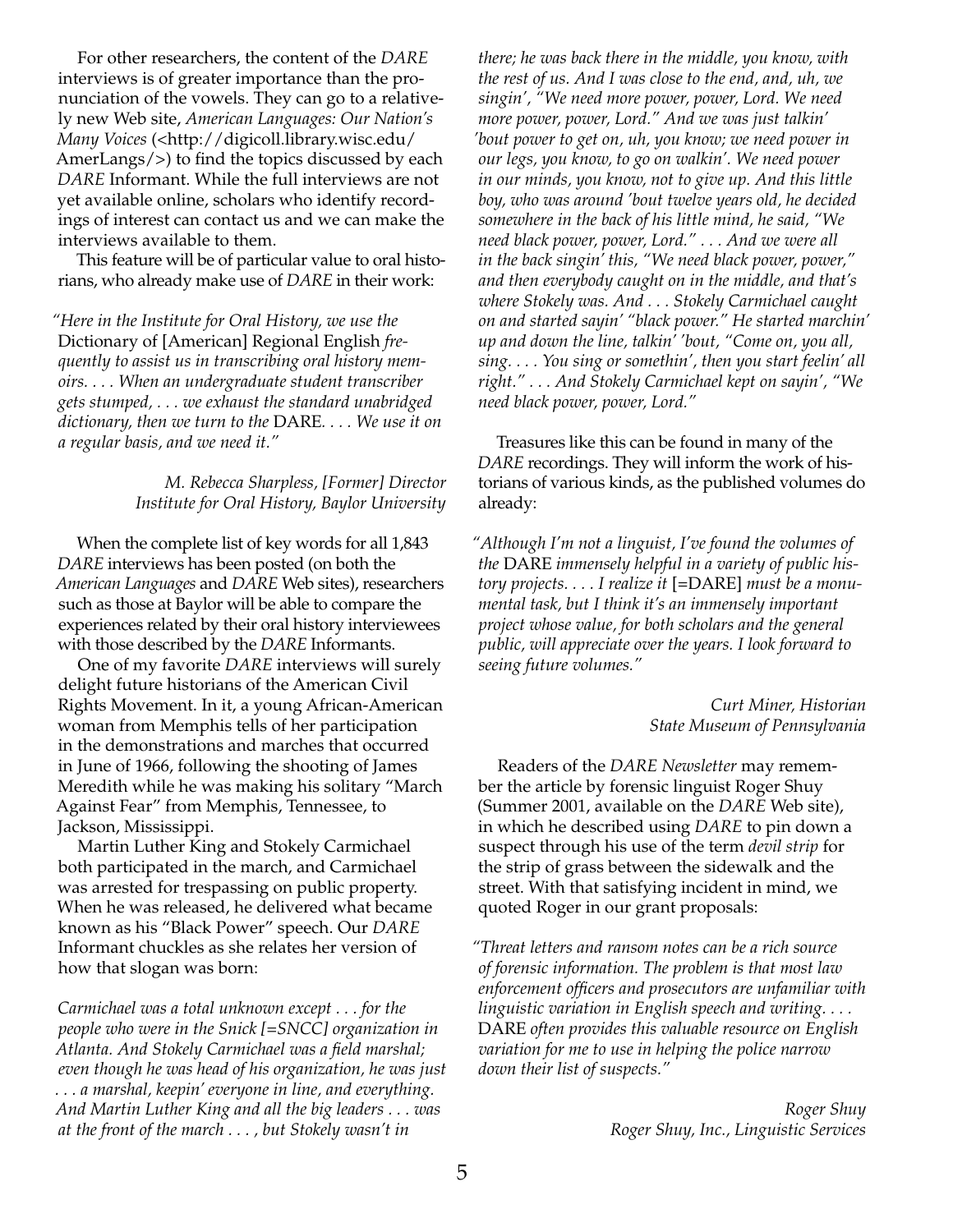For other researchers, the content of the *DARE* interviews is of greater importance than the pronunciation of the vowels. They can go to a relatively new Web site, *American Languages: Our Nation's Many Voices* (<http://digicoll.library.wisc.edu/AmerLangs/>) to find the topics discussed by each *DARE* Informant. While the full interviews are not yet available online, scholars who identify recordings of interest can contact us and we can make the interviews available to them.

This feature will be of particular value to oral historians, who already make use of *DARE* in their work:

> *"Here in the Institute for Oral History, we use the* Dictionary of [American] Regional English *frequently to assist us in transcribing oral history memoirs. . . . When an undergraduate student transcriber gets stumped, . . . we exhaust the standard unabridged dictionary, then we turn to the* DARE*. . . . We use it on a regular basis, and we need it."*
>
> *M. Rebecca Sharpless, [Former] Director*
> *Institute for Oral History, Baylor University*

When the complete list of key words for all 1,843 *DARE* interviews has been posted (on both the *American Languages* and *DARE* Web sites), researchers such as those at Baylor will be able to compare the experiences related by their oral history interviewees with those described by the *DARE* Informants.

One of my favorite *DARE* interviews will surely delight future historians of the American Civil Rights Movement. In it, a young African-American woman from Memphis tells of her participation in the demonstrations and marches that occurred in June of 1966, following the shooting of James Meredith while he was making his solitary "March Against Fear" from Memphis, Tennessee, to Jackson, Mississippi.

Martin Luther King and Stokely Carmichael both participated in the march, and Carmichael was arrested for trespassing on public property. When he was released, he delivered what became known as his "Black Power" speech. Our *DARE* Informant chuckles as she relates her version of how that slogan was born:

> *Carmichael was a total unknown except . . . for the people who were in the Snick [=SNCC] organization in Atlanta. And Stokely Carmichael was a field marshal; even though he was head of his organization, he was just . . . a marshal, keepin' everyone in line, and everything. And Martin Luther King and all the big leaders . . . was at the front of the march . . . , but Stokely wasn't in there; he was back there in the middle, you know, with the rest of us. And I was close to the end, and, uh, we singin', "We need more power, power, Lord. We need more power, power, Lord." And we was just talkin' 'bout power to get on, uh, you know; we need power in our legs, you know, to go on walkin'. We need power in our minds, you know, not to give up. And this little boy, who was around 'bout twelve years old, he decided somewhere in the back of his little mind, he said, "We need black power, power, Lord." . . . And we were all in the back singin' this, "We need black power, power," and then everybody caught on in the middle, and that's where Stokely was. And . . . Stokely Carmichael caught on and started sayin' "black power." He started marchin' up and down the line, talkin' 'bout, "Come on, you all, sing. . . . You sing or somethin', then you start feelin' all right." . . . And Stokely Carmichael kept on sayin', "We need black power, power, Lord."*

Treasures like this can be found in many of the *DARE* recordings. They will inform the work of historians of various kinds, as the published volumes do already:

> *"Although I'm not a linguist, I've found the volumes of the* DARE *immensely helpful in a variety of public history projects. . . . I realize it* [=DARE] *must be a monumental task, but I think it's an immensely important project whose value, for both scholars and the general public, will appreciate over the years. I look forward to seeing future volumes."*
>
> *Curt Miner, Historian*
> *State Museum of Pennsylvania*

Readers of the *DARE Newsletter* may remember the article by forensic linguist Roger Shuy (Summer 2001, available on the *DARE* Web site), in which he described using *DARE* to pin down a suspect through his use of the term *devil strip* for the strip of grass between the sidewalk and the street. With that satisfying incident in mind, we quoted Roger in our grant proposals:

> *"Threat letters and ransom notes can be a rich source of forensic information. The problem is that most law enforcement officers and prosecutors are unfamiliar with linguistic variation in English speech and writing. . . .* DARE *often provides this valuable resource on English variation for me to use in helping the police narrow down their list of suspects."*
>
> *Roger Shuy*
> *Roger Shuy, Inc., Linguistic Services*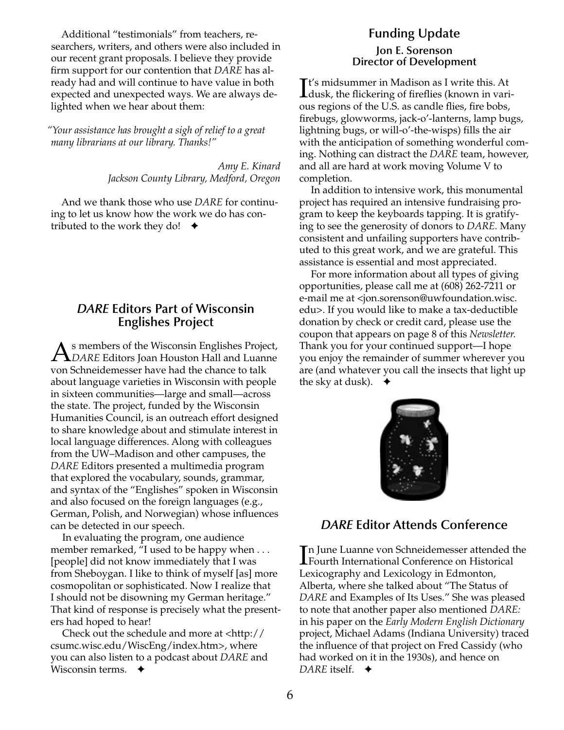Additional "testimonials" from teachers, researchers, writers, and others were also included in our recent grant proposals. I believe they provide firm support for our contention that *DARE* has already had and will continue to have value in both expected and unexpected ways. We are always delighted when we hear about them:

*"Your assistance has brought a sigh of relief to a great many librarians at our library. Thanks!"*

*Amy E. Kinard*
*Jackson County Library, Medford, Oregon*

And we thank those who use *DARE* for continuing to let us know how the work we do has contributed to the work they do! ✦

## *DARE* Editors Part of Wisconsin Englishes Project

As members of the Wisconsin Englishes Project, *DARE* Editors Joan Houston Hall and Luanne von Schneidemesser have had the chance to talk about language varieties in Wisconsin with people in sixteen communities—large and small—across the state. The project, funded by the Wisconsin Humanities Council, is an outreach effort designed to share knowledge about and stimulate interest in local language differences. Along with colleagues from the UW–Madison and other campuses, the *DARE* Editors presented a multimedia program that explored the vocabulary, sounds, grammar, and syntax of the "Englishes" spoken in Wisconsin and also focused on the foreign languages (e.g., German, Polish, and Norwegian) whose influences can be detected in our speech.

In evaluating the program, one audience member remarked, "I used to be happy when . . . [people] did not know immediately that I was from Sheboygan. I like to think of myself [as] more cosmopolitan or sophisticated. Now I realize that I should not be disowning my German heritage." That kind of response is precisely what the presenters had hoped to hear!

Check out the schedule and more at <http://csumc.wisc.edu/WiscEng/index.htm>, where you can also listen to a podcast about *DARE* and Wisconsin terms. ✦

## Funding Update

**Jon E. Sorenson**
**Director of Development**

It's midsummer in Madison as I write this. At dusk, the flickering of fireflies (known in various regions of the U.S. as candle flies, fire bobs, firebugs, glowworms, jack-o'-lanterns, lamp bugs, lightning bugs, or will-o'-the-wisps) fills the air with the anticipation of something wonderful coming. Nothing can distract the *DARE* team, however, and all are hard at work moving Volume V to completion.

In addition to intensive work, this monumental project has required an intensive fundraising program to keep the keyboards tapping. It is gratifying to see the generosity of donors to *DARE.* Many consistent and unfailing supporters have contributed to this great work, and we are grateful. This assistance is essential and most appreciated.

For more information about all types of giving opportunities, please call me at (608) 262-7211 or e-mail me at <jon.sorenson@uwfoundation.wisc.edu>. If you would like to make a tax-deductible donation by check or credit card, please use the coupon that appears on page 8 of this *Newsletter.* Thank you for your continued support—I hope you enjoy the remainder of summer wherever you are (and whatever you call the insects that light up the sky at dusk). ✦

## *DARE* Editor Attends Conference

In June Luanne von Schneidemesser attended the Fourth International Conference on Historical Lexicography and Lexicology in Edmonton, Alberta, where she talked about "The Status of *DARE* and Examples of Its Uses." She was pleased to note that another paper also mentioned *DARE:* in his paper on the *Early Modern English Dictionary* project, Michael Adams (Indiana University) traced the influence of that project on Fred Cassidy (who had worked on it in the 1930s), and hence on *DARE* itself. ✦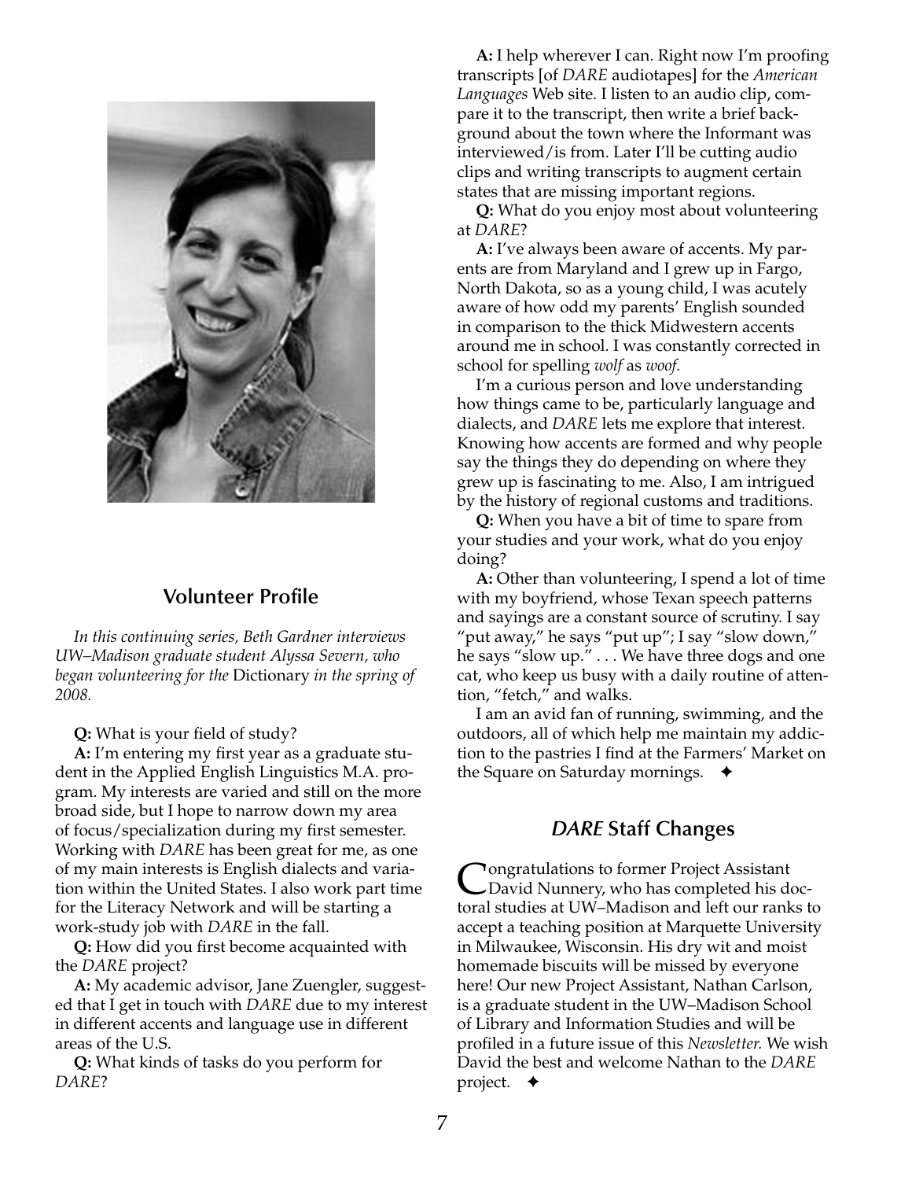## Volunteer Profile

*In this continuing series, Beth Gardner interviews UW–Madison graduate student Alyssa Severn, who began volunteering for the* Dictionary *in the spring of 2008.*

**Q:** What is your field of study?

**A:** I'm entering my first year as a graduate student in the Applied English Linguistics M.A. program. My interests are varied and still on the more broad side, but I hope to narrow down my area of focus/specialization during my first semester. Working with *DARE* has been great for me, as one of my main interests is English dialects and variation within the United States. I also work part time for the Literacy Network and will be starting a work-study job with *DARE* in the fall.

**Q:** How did you first become acquainted with the *DARE* project?

**A:** My academic advisor, Jane Zuengler, suggested that I get in touch with *DARE* due to my interest in different accents and language use in different areas of the U.S.

**Q:** What kinds of tasks do you perform for *DARE*?

**A:** I help wherever I can. Right now I'm proofing transcripts [of *DARE* audiotapes] for the *American Languages* Web site. I listen to an audio clip, compare it to the transcript, then write a brief background about the town where the Informant was interviewed/is from. Later I'll be cutting audio clips and writing transcripts to augment certain states that are missing important regions.

**Q:** What do you enjoy most about volunteering at *DARE*?

**A:** I've always been aware of accents. My parents are from Maryland and I grew up in Fargo, North Dakota, so as a young child, I was acutely aware of how odd my parents' English sounded in comparison to the thick Midwestern accents around me in school. I was constantly corrected in school for spelling *wolf* as *woof.*

I'm a curious person and love understanding how things came to be, particularly language and dialects, and *DARE* lets me explore that interest. Knowing how accents are formed and why people say the things they do depending on where they grew up is fascinating to me. Also, I am intrigued by the history of regional customs and traditions.

**Q:** When you have a bit of time to spare from your studies and your work, what do you enjoy doing?

**A:** Other than volunteering, I spend a lot of time with my boyfriend, whose Texan speech patterns and sayings are a constant source of scrutiny. I say "put away," he says "put up"; I say "slow down," he says "slow up." . . . We have three dogs and one cat, who keep us busy with a daily routine of attention, "fetch," and walks.

I am an avid fan of running, swimming, and the outdoors, all of which help me maintain my addiction to the pastries I find at the Farmers' Market on the Square on Saturday mornings. ✦

## *DARE* Staff Changes

Congratulations to former Project Assistant David Nunnery, who has completed his doctoral studies at UW–Madison and left our ranks to accept a teaching position at Marquette University in Milwaukee, Wisconsin. His dry wit and moist homemade biscuits will be missed by everyone here! Our new Project Assistant, Nathan Carlson, is a graduate student in the UW–Madison School of Library and Information Studies and will be profiled in a future issue of this *Newsletter.* We wish David the best and welcome Nathan to the *DARE* project. ✦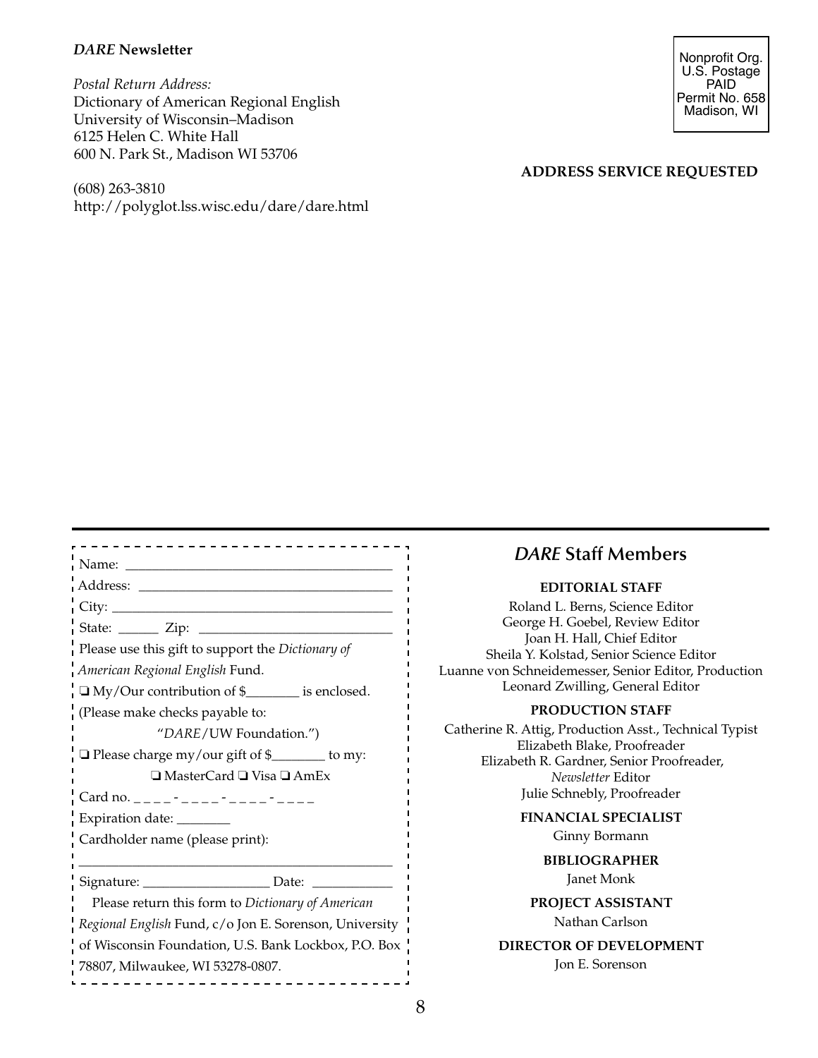***DARE* Newsletter**

*Postal Return Address:*
Dictionary of American Regional English
University of Wisconsin–Madison
6125 Helen C. White Hall
600 N. Park St., Madison WI 53706

(608) 263-3810
http://polyglot.lss.wisc.edu/dare/dare.html

Nonprofit Org.
U.S. Postage
PAID
Permit No. 658
Madison, WI

**ADDRESS SERVICE REQUESTED**

---

Name: ______________________________________

Address: ____________________________________

City: ______________________________________

State: ______ Zip: ____________________________

Please use this gift to support the *Dictionary of American Regional English* Fund.

❏ My/Our contribution of $________ is enclosed.

(Please make checks payable to:
"*DARE*/UW Foundation.")

❏ Please charge my/our gift of $________ to my:

❏ MasterCard ❏ Visa ❏ AmEx

Card no. _ _ _ _ - _ _ _ _ - _ _ _ _ - _ _ _ _

Expiration date: ________

Cardholder name (please print):

_______________________________________________

Signature: ___________________ Date: ____________

Please return this form to *Dictionary of American Regional English* Fund, c/o Jon E. Sorenson, University of Wisconsin Foundation, U.S. Bank Lockbox, P.O. Box 78807, Milwaukee, WI 53278-0807.

## *DARE* Staff Members

**EDITORIAL STAFF**

Roland L. Berns, Science Editor
George H. Goebel, Review Editor
Joan H. Hall, Chief Editor
Sheila Y. Kolstad, Senior Science Editor
Luanne von Schneidemesser, Senior Editor, Production
Leonard Zwilling, General Editor

**PRODUCTION STAFF**

Catherine R. Attig, Production Asst., Technical Typist
Elizabeth Blake, Proofreader
Elizabeth R. Gardner, Senior Proofreader, *Newsletter* Editor
Julie Schnebly, Proofreader

**FINANCIAL SPECIALIST**

Ginny Bormann

**BIBLIOGRAPHER**

Janet Monk

**PROJECT ASSISTANT**

Nathan Carlson

**DIRECTOR OF DEVELOPMENT**

Jon E. Sorenson